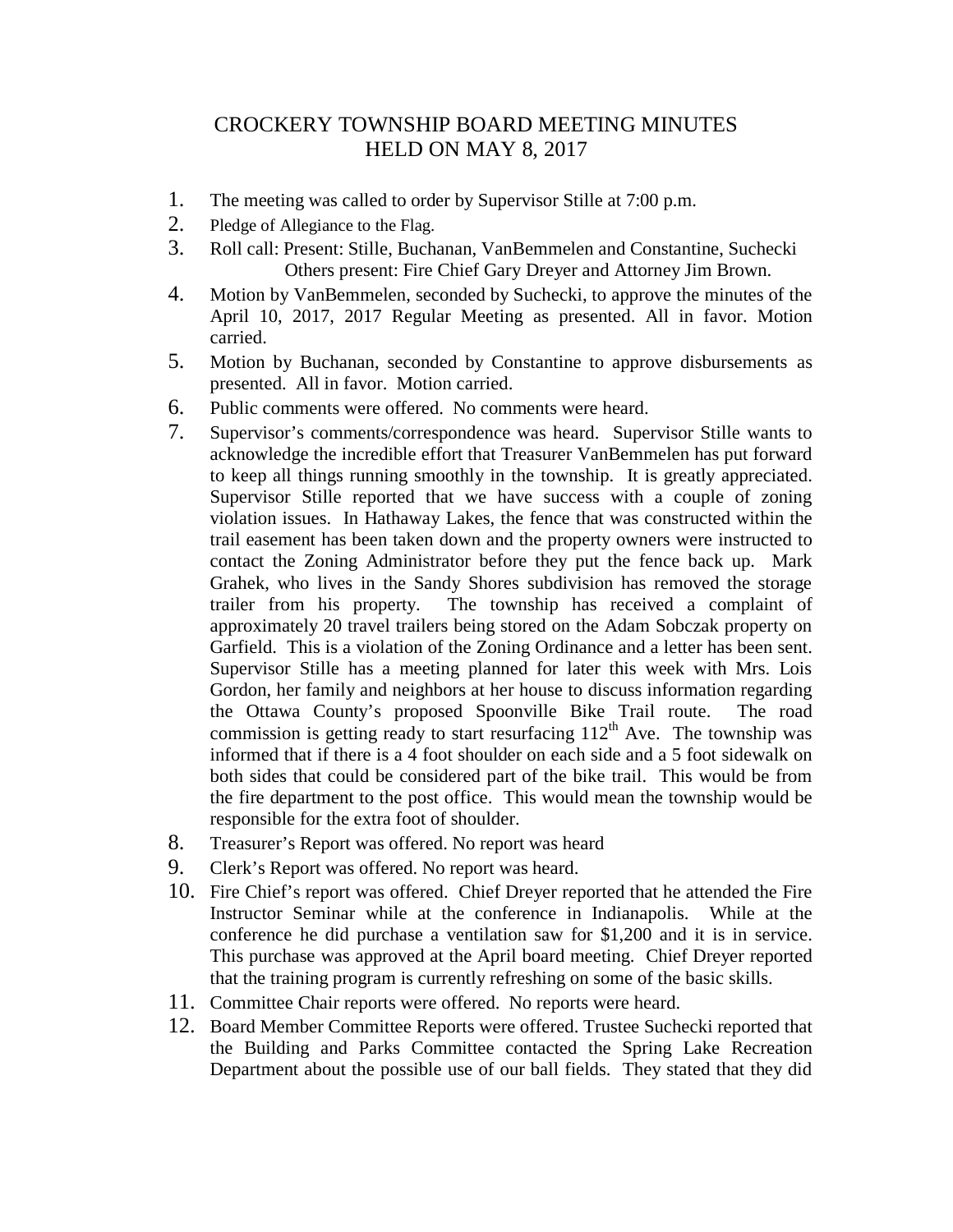# CROCKERY TOWNSHIP BOARD MEETING MINUTES
# HELD ON MAY 8, 2017

1. The meeting was called to order by Supervisor Stille at 7:00 p.m.
2. Pledge of Allegiance to the Flag.
3. Roll call: Present: Stille, Buchanan, VanBemmelen and Constantine, Suchecki
   Others present: Fire Chief Gary Dreyer and Attorney Jim Brown.
4. Motion by VanBemmelen, seconded by Suchecki, to approve the minutes of the April 10, 2017, 2017 Regular Meeting as presented. All in favor. Motion carried.
5. Motion by Buchanan, seconded by Constantine to approve disbursements as presented. All in favor. Motion carried.
6. Public comments were offered. No comments were heard.
7. Supervisor's comments/correspondence was heard. Supervisor Stille wants to acknowledge the incredible effort that Treasurer VanBemmelen has put forward to keep all things running smoothly in the township. It is greatly appreciated. Supervisor Stille reported that we have success with a couple of zoning violation issues. In Hathaway Lakes, the fence that was constructed within the trail easement has been taken down and the property owners were instructed to contact the Zoning Administrator before they put the fence back up. Mark Grahek, who lives in the Sandy Shores subdivision has removed the storage trailer from his property. The township has received a complaint of approximately 20 travel trailers being stored on the Adam Sobczak property on Garfield. This is a violation of the Zoning Ordinance and a letter has been sent. Supervisor Stille has a meeting planned for later this week with Mrs. Lois Gordon, her family and neighbors at her house to discuss information regarding the Ottawa County's proposed Spoonville Bike Trail route. The road commission is getting ready to start resurfacing 112th Ave. The township was informed that if there is a 4 foot shoulder on each side and a 5 foot sidewalk on both sides that could be considered part of the bike trail. This would be from the fire department to the post office. This would mean the township would be responsible for the extra foot of shoulder.
8. Treasurer's Report was offered. No report was heard
9. Clerk's Report was offered. No report was heard.
10. Fire Chief's report was offered. Chief Dreyer reported that he attended the Fire Instructor Seminar while at the conference in Indianapolis. While at the conference he did purchase a ventilation saw for $1,200 and it is in service. This purchase was approved at the April board meeting. Chief Dreyer reported that the training program is currently refreshing on some of the basic skills.
11. Committee Chair reports were offered. No reports were heard.
12. Board Member Committee Reports were offered. Trustee Suchecki reported that the Building and Parks Committee contacted the Spring Lake Recreation Department about the possible use of our ball fields. They stated that they did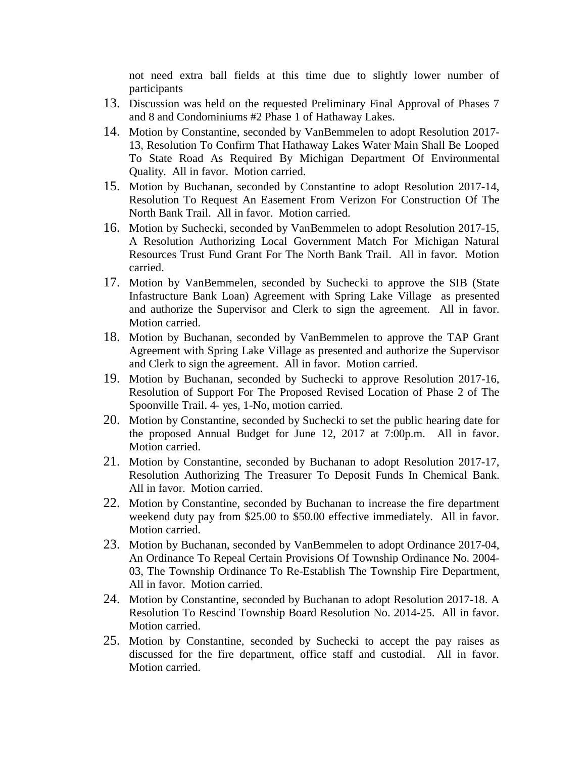not need extra ball fields at this time due to slightly lower number of participants

13. Discussion was held on the requested Preliminary Final Approval of Phases 7 and 8 and Condominiums #2 Phase 1 of Hathaway Lakes.
14. Motion by Constantine, seconded by VanBemmelen to adopt Resolution 2017-13, Resolution To Confirm That Hathaway Lakes Water Main Shall Be Looped To State Road As Required By Michigan Department Of Environmental Quality. All in favor. Motion carried.
15. Motion by Buchanan, seconded by Constantine to adopt Resolution 2017-14, Resolution To Request An Easement From Verizon For Construction Of The North Bank Trail. All in favor. Motion carried.
16. Motion by Suchecki, seconded by VanBemmelen to adopt Resolution 2017-15, A Resolution Authorizing Local Government Match For Michigan Natural Resources Trust Fund Grant For The North Bank Trail. All in favor. Motion carried.
17. Motion by VanBemmelen, seconded by Suchecki to approve the SIB (State Infastructure Bank Loan) Agreement with Spring Lake Village as presented and authorize the Supervisor and Clerk to sign the agreement. All in favor. Motion carried.
18. Motion by Buchanan, seconded by VanBemmelen to approve the TAP Grant Agreement with Spring Lake Village as presented and authorize the Supervisor and Clerk to sign the agreement. All in favor. Motion carried.
19. Motion by Buchanan, seconded by Suchecki to approve Resolution 2017-16, Resolution of Support For The Proposed Revised Location of Phase 2 of The Spoonville Trail. 4- yes, 1-No, motion carried.
20. Motion by Constantine, seconded by Suchecki to set the public hearing date for the proposed Annual Budget for June 12, 2017 at 7:00p.m. All in favor. Motion carried.
21. Motion by Constantine, seconded by Buchanan to adopt Resolution 2017-17, Resolution Authorizing The Treasurer To Deposit Funds In Chemical Bank. All in favor. Motion carried.
22. Motion by Constantine, seconded by Buchanan to increase the fire department weekend duty pay from $25.00 to $50.00 effective immediately. All in favor. Motion carried.
23. Motion by Buchanan, seconded by VanBemmelen to adopt Ordinance 2017-04, An Ordinance To Repeal Certain Provisions Of Township Ordinance No. 2004-03, The Township Ordinance To Re-Establish The Township Fire Department, All in favor. Motion carried.
24. Motion by Constantine, seconded by Buchanan to adopt Resolution 2017-18. A Resolution To Rescind Township Board Resolution No. 2014-25. All in favor. Motion carried.
25. Motion by Constantine, seconded by Suchecki to accept the pay raises as discussed for the fire department, office staff and custodial. All in favor. Motion carried.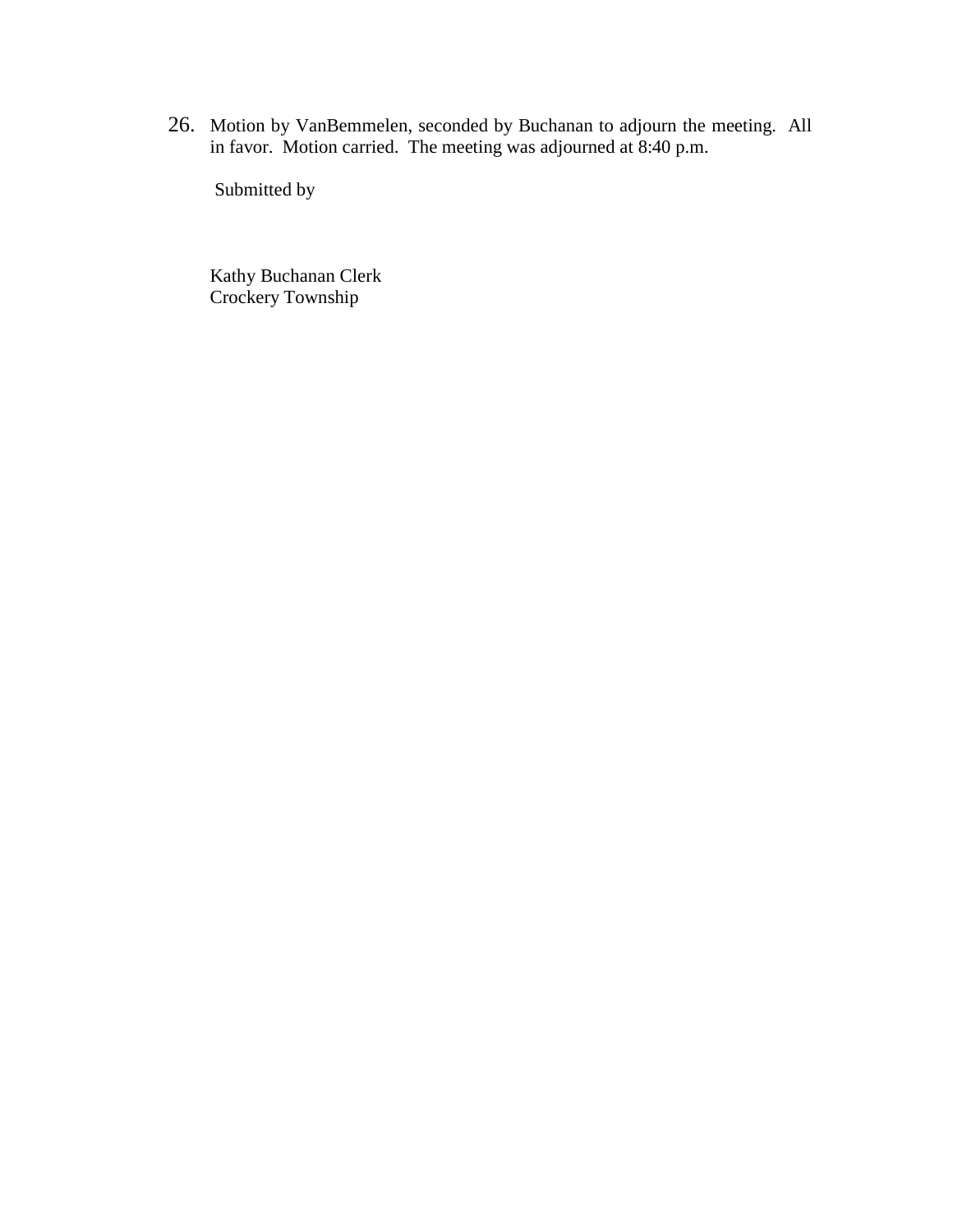26. Motion by VanBemmelen, seconded by Buchanan to adjourn the meeting. All in favor. Motion carried. The meeting was adjourned at 8:40 p.m.

Submitted by

Kathy Buchanan Clerk
Crockery Township